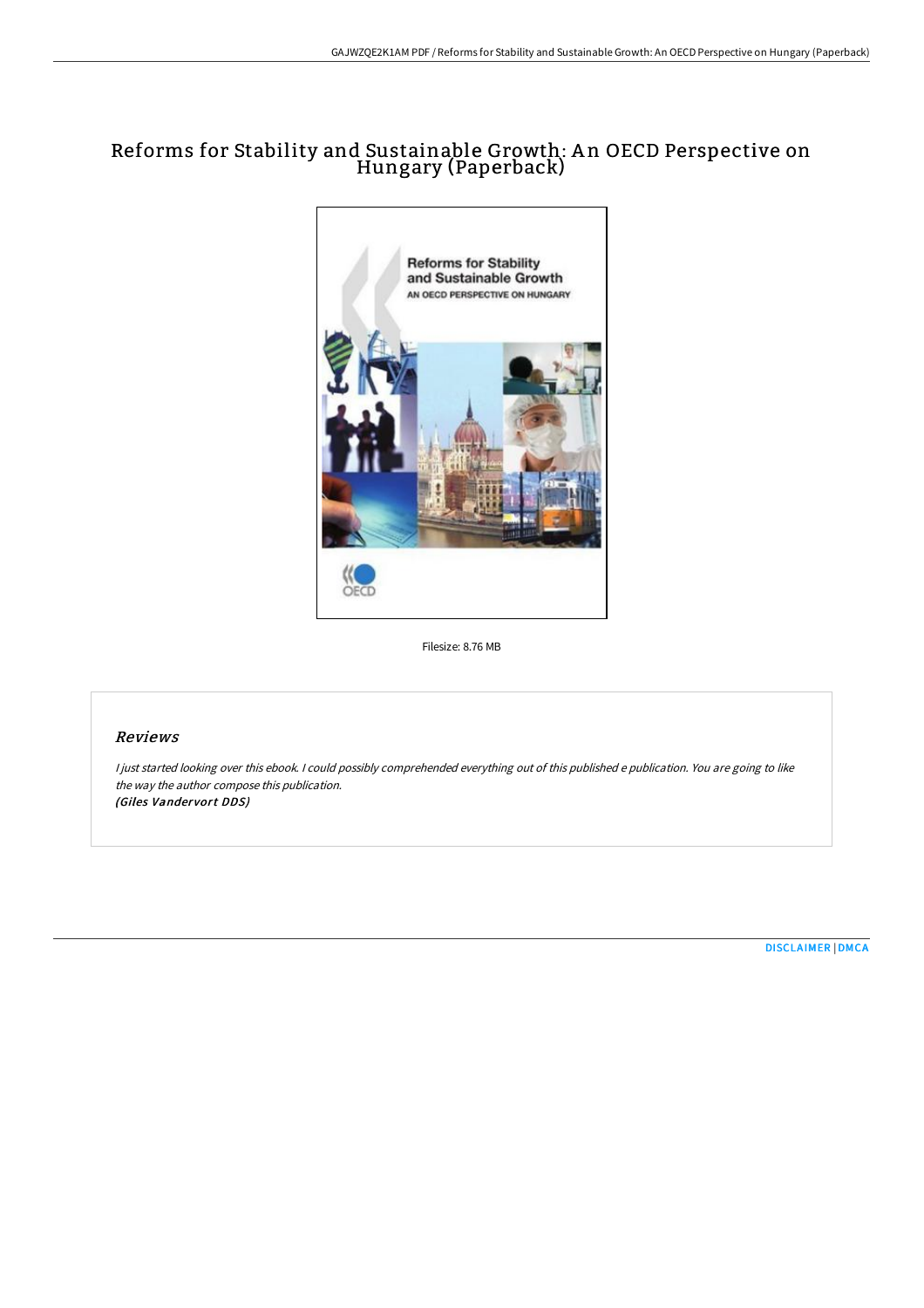# Reforms for Stability and Sustainable Growth: An OECD Perspective on Hungary (Paperback)

Filesize: 8.76 MB

## Reviews

*I just started looking over this ebook. I could possibly comprehended everything out of this published e publication. You are going to like the way the author compose this publication.*
*(Giles Vandervort DDS)*

DISCLAIMER | DMCA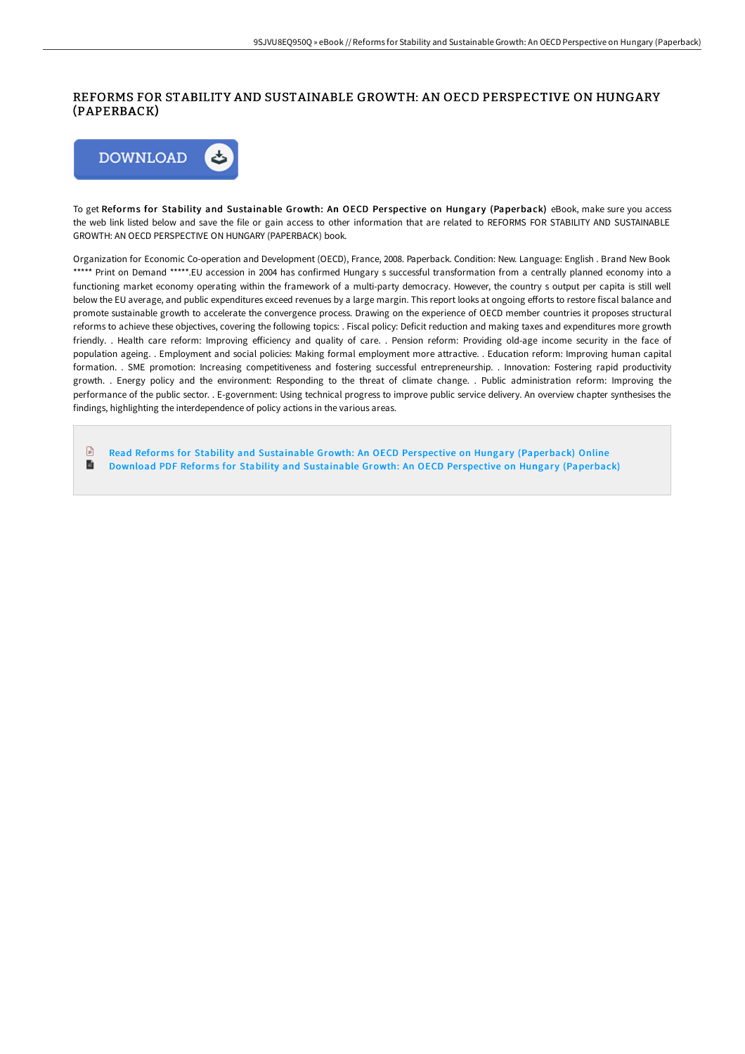# REFORMS FOR STABILITY AND SUSTAINABLE GROWTH: AN OECD PERSPECTIVE ON HUNGARY (PAPERBACK)

To get **Reforms for Stability and Sustainable Growth: An OECD Perspective on Hungary (Paperback)** eBook, make sure you access the web link listed below and save the file or gain access to other information that are related to REFORMS FOR STABILITY AND SUSTAINABLE GROWTH: AN OECD PERSPECTIVE ON HUNGARY (PAPERBACK) book.

Organization for Economic Co-operation and Development (OECD), France, 2008. Paperback. Condition: New. Language: English . Brand New Book ***** Print on Demand *****.EU accession in 2004 has confirmed Hungary s successful transformation from a centrally planned economy into a functioning market economy operating within the framework of a multi-party democracy. However, the country s output per capita is still well below the EU average, and public expenditures exceed revenues by a large margin. This report looks at ongoing efforts to restore fiscal balance and promote sustainable growth to accelerate the convergence process. Drawing on the experience of OECD member countries it proposes structural reforms to achieve these objectives, covering the following topics: . Fiscal policy: Deficit reduction and making taxes and expenditures more growth friendly. . Health care reform: Improving efficiency and quality of care. . Pension reform: Providing old-age income security in the face of population ageing. . Employment and social policies: Making formal employment more attractive. . Education reform: Improving human capital formation. . SME promotion: Increasing competitiveness and fostering successful entrepreneurship. . Innovation: Fostering rapid productivity growth. . Energy policy and the environment: Responding to the threat of climate change. . Public administration reform: Improving the performance of the public sector. . E-government: Using technical progress to improve public service delivery. An overview chapter synthesises the findings, highlighting the interdependence of policy actions in the various areas.

- Read Reforms for Stability and Sustainable Growth: An OECD Perspective on Hungary (Paperback) Online
- Download PDF Reforms for Stability and Sustainable Growth: An OECD Perspective on Hungary (Paperback)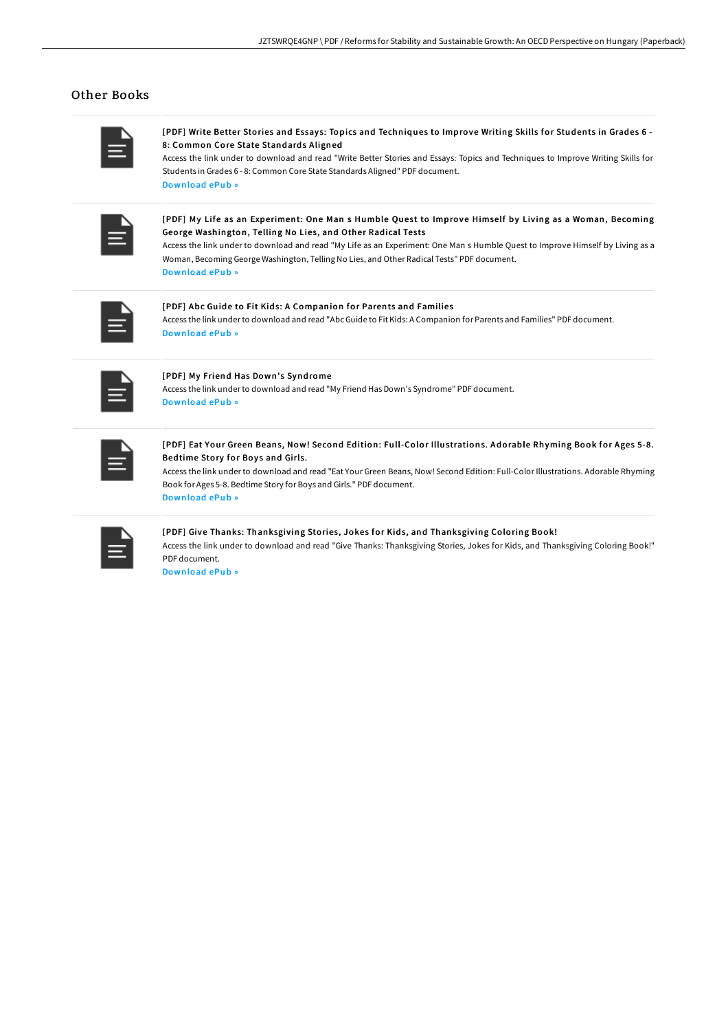## Other Books

**[PDF] Write Better Stories and Essays: Topics and Techniques to Improve Writing Skills for Students in Grades 6 - 8: Common Core State Standards Aligned**

Access the link under to download and read "Write Better Stories and Essays: Topics and Techniques to Improve Writing Skills for Students in Grades 6 - 8: Common Core State Standards Aligned" PDF document.

Download ePub »

**[PDF] My Life as an Experiment: One Man s Humble Quest to Improve Himself by Living as a Woman, Becoming George Washington, Telling No Lies, and Other Radical Tests**

Access the link under to download and read "My Life as an Experiment: One Man s Humble Quest to Improve Himself by Living as a Woman, Becoming George Washington, Telling No Lies, and Other Radical Tests" PDF document.

Download ePub »

**[PDF] Abc Guide to Fit Kids: A Companion for Parents and Families**

Access the link under to download and read "Abc Guide to Fit Kids: A Companion for Parents and Families" PDF document.

Download ePub »

**[PDF] My Friend Has Down's Syndrome**

Access the link under to download and read "My Friend Has Down's Syndrome" PDF document.

Download ePub »

**[PDF] Eat Your Green Beans, Now! Second Edition: Full-Color Illustrations. Adorable Rhyming Book for Ages 5-8. Bedtime Story for Boys and Girls.**

Access the link under to download and read "Eat Your Green Beans, Now! Second Edition: Full-Color Illustrations. Adorable Rhyming Book for Ages 5-8. Bedtime Story for Boys and Girls." PDF document.

Download ePub »

**[PDF] Give Thanks: Thanksgiving Stories, Jokes for Kids, and Thanksgiving Coloring Book!**

Access the link under to download and read "Give Thanks: Thanksgiving Stories, Jokes for Kids, and Thanksgiving Coloring Book!" PDF document.

Download ePub »